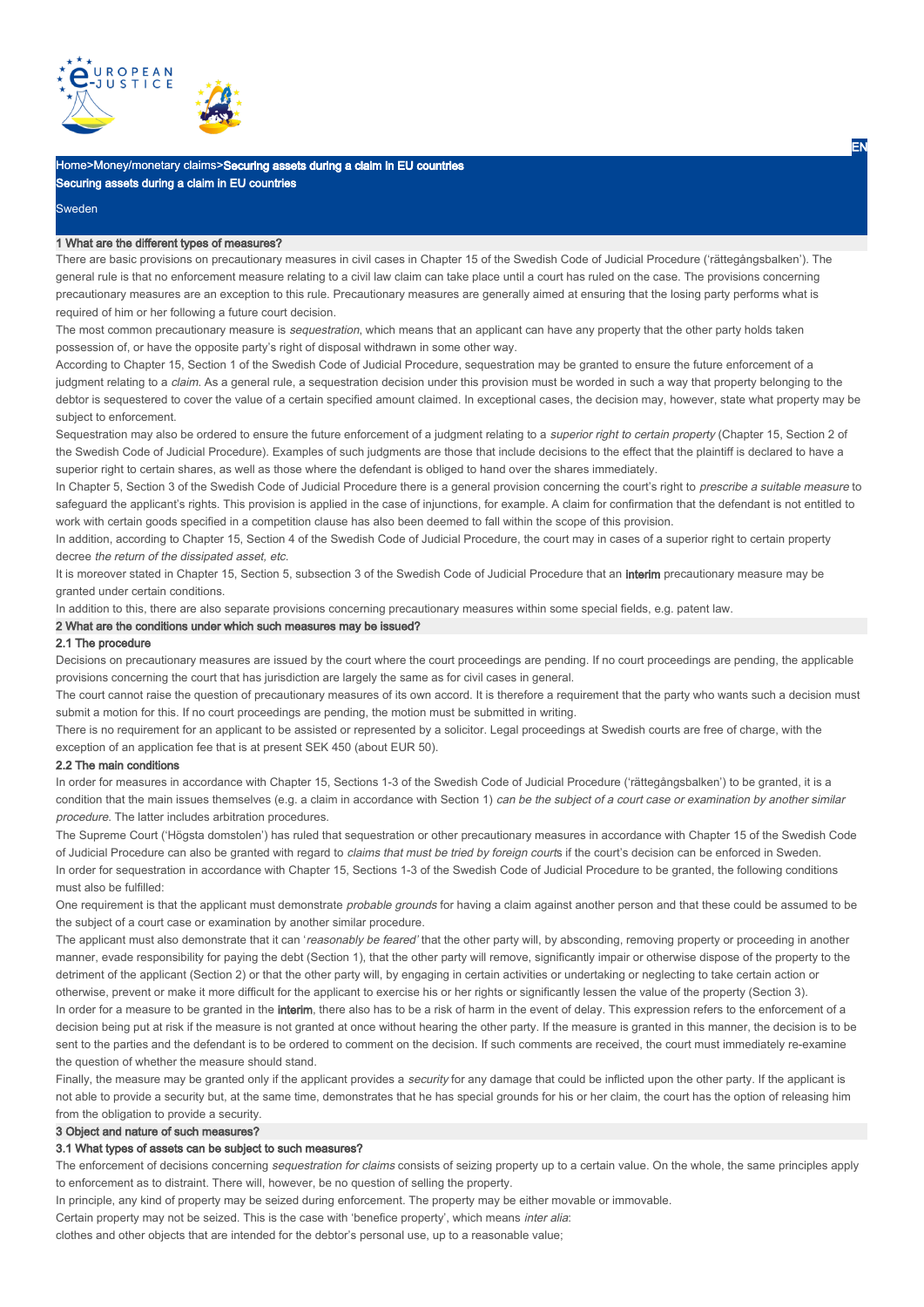Home>Money/monetary claims>**Securing assets during a claim in EU countries**

**Securing assets during a claim in EU countries**

Sweden

## 1 What are the different types of measures?

There are basic provisions on precautionary measures in civil cases in Chapter 15 of the Swedish Code of Judicial Procedure ('rättegångsbalken'). The general rule is that no enforcement measure relating to a civil law claim can take place until a court has ruled on the case. The provisions concerning precautionary measures are an exception to this rule. Precautionary measures are generally aimed at ensuring that the losing party performs what is required of him or her following a future court decision.

The most common precautionary measure is *sequestration*, which means that an applicant can have any property that the other party holds taken possession of, or have the opposite party's right of disposal withdrawn in some other way.

According to Chapter 15, Section 1 of the Swedish Code of Judicial Procedure, sequestration may be granted to ensure the future enforcement of a judgment relating to a *claim*. As a general rule, a sequestration decision under this provision must be worded in such a way that property belonging to the debtor is sequestered to cover the value of a certain specified amount claimed. In exceptional cases, the decision may, however, state what property may be subject to enforcement.

Sequestration may also be ordered to ensure the future enforcement of a judgment relating to a *superior right to certain property* (Chapter 15, Section 2 of the Swedish Code of Judicial Procedure). Examples of such judgments are those that include decisions to the effect that the plaintiff is declared to have a superior right to certain shares, as well as those where the defendant is obliged to hand over the shares immediately.

In Chapter 5, Section 3 of the Swedish Code of Judicial Procedure there is a general provision concerning the court's right to *prescribe a suitable measure* to safeguard the applicant's rights. This provision is applied in the case of injunctions, for example. A claim for confirmation that the defendant is not entitled to work with certain goods specified in a competition clause has also been deemed to fall within the scope of this provision.

In addition, according to Chapter 15, Section 4 of the Swedish Code of Judicial Procedure, the court may in cases of a superior right to certain property decree *the return of the dissipated asset, etc.*

It is moreover stated in Chapter 15, Section 5, subsection 3 of the Swedish Code of Judicial Procedure that an **interim** precautionary measure may be granted under certain conditions.

In addition to this, there are also separate provisions concerning precautionary measures within some special fields, e.g. patent law.

## 2 What are the conditions under which such measures may be issued?

### 2.1 The procedure

Decisions on precautionary measures are issued by the court where the court proceedings are pending. If no court proceedings are pending, the applicable provisions concerning the court that has jurisdiction are largely the same as for civil cases in general.

The court cannot raise the question of precautionary measures of its own accord. It is therefore a requirement that the party who wants such a decision must submit a motion for this. If no court proceedings are pending, the motion must be submitted in writing.

There is no requirement for an applicant to be assisted or represented by a solicitor. Legal proceedings at Swedish courts are free of charge, with the exception of an application fee that is at present SEK 450 (about EUR 50).

### 2.2 The main conditions

In order for measures in accordance with Chapter 15, Sections 1-3 of the Swedish Code of Judicial Procedure ('rättegångsbalken') to be granted, it is a condition that the main issues themselves (e.g. a claim in accordance with Section 1) *can be the subject of a court case or examination by another similar procedure.* The latter includes arbitration procedures.

The Supreme Court ('Högsta domstolen') has ruled that sequestration or other precautionary measures in accordance with Chapter 15 of the Swedish Code of Judicial Procedure can also be granted with regard to *claims that must be tried by foreign court*s if the court's decision can be enforced in Sweden.

In order for sequestration in accordance with Chapter 15, Sections 1-3 of the Swedish Code of Judicial Procedure to be granted, the following conditions must also be fulfilled:

One requirement is that the applicant must demonstrate *probable grounds* for having a claim against another person and that these could be assumed to be the subject of a court case or examination by another similar procedure.

The applicant must also demonstrate that it can '*reasonably be feared'* that the other party will, by absconding, removing property or proceeding in another manner, evade responsibility for paying the debt (Section 1), that the other party will remove, significantly impair or otherwise dispose of the property to the detriment of the applicant (Section 2) or that the other party will, by engaging in certain activities or undertaking or neglecting to take certain action or otherwise, prevent or make it more difficult for the applicant to exercise his or her rights or significantly lessen the value of the property (Section 3).

In order for a measure to be granted in the **interim**, there also has to be a risk of harm in the event of delay. This expression refers to the enforcement of a decision being put at risk if the measure is not granted at once without hearing the other party. If the measure is granted in this manner, the decision is to be sent to the parties and the defendant is to be ordered to comment on the decision. If such comments are received, the court must immediately re-examine the question of whether the measure should stand.

Finally, the measure may be granted only if the applicant provides a *security* for any damage that could be inflicted upon the other party. If the applicant is not able to provide a security but, at the same time, demonstrates that he has special grounds for his or her claim, the court has the option of releasing him from the obligation to provide a security.

## 3 Object and nature of such measures?

### 3.1 What types of assets can be subject to such measures?

The enforcement of decisions concerning *sequestration for claims* consists of seizing property up to a certain value. On the whole, the same principles apply to enforcement as to distraint. There will, however, be no question of selling the property.

In principle, any kind of property may be seized during enforcement. The property may be either movable or immovable.

Certain property may not be seized. This is the case with 'benefice property', which means *inter alia*:

clothes and other objects that are intended for the debtor's personal use, up to a reasonable value;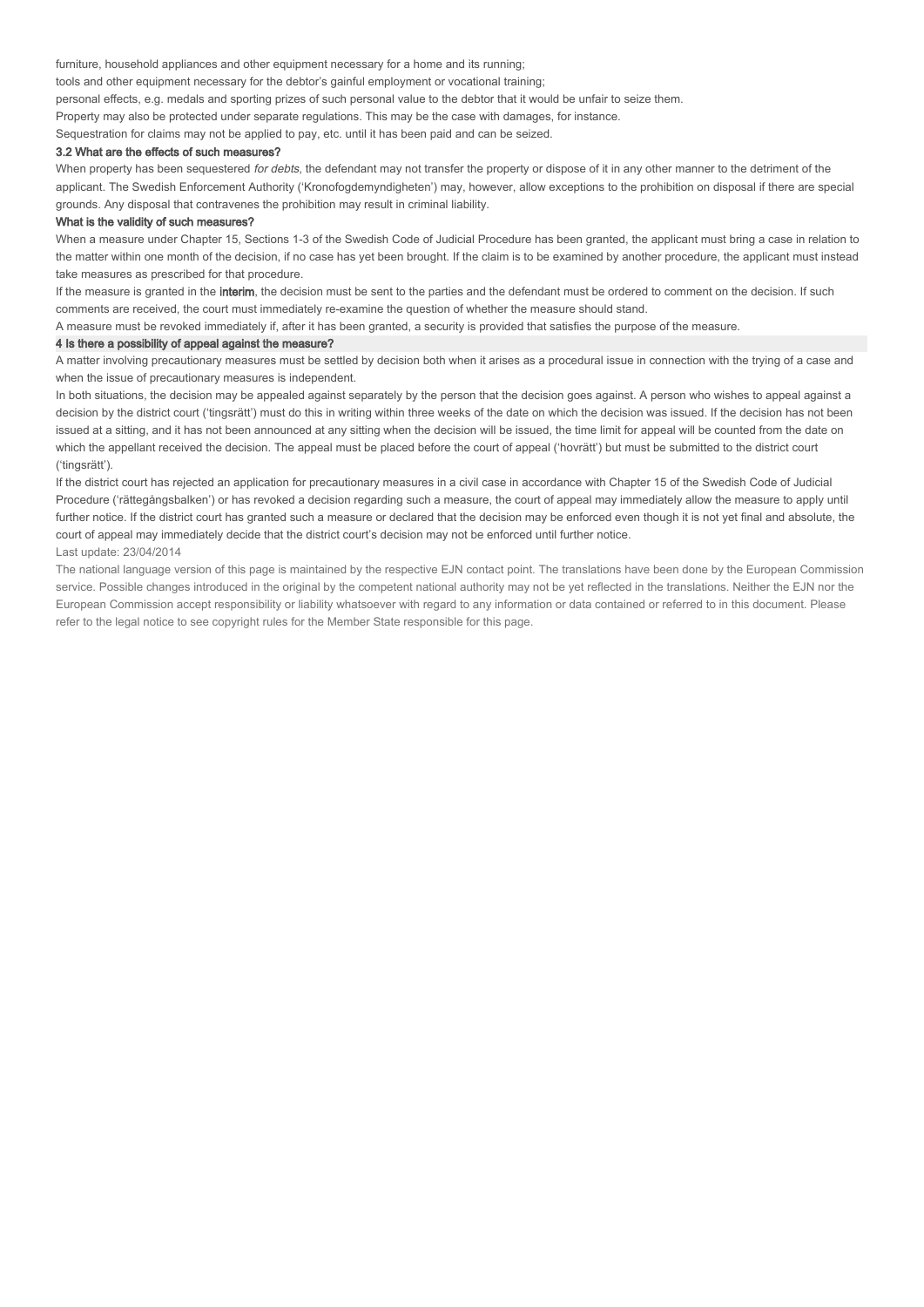furniture, household appliances and other equipment necessary for a home and its running;

tools and other equipment necessary for the debtor's gainful employment or vocational training;

personal effects, e.g. medals and sporting prizes of such personal value to the debtor that it would be unfair to seize them.

Property may also be protected under separate regulations. This may be the case with damages, for instance.

Sequestration for claims may not be applied to pay, etc. until it has been paid and can be seized.

### 3.2 What are the effects of such measures?

When property has been sequestered *for debts*, the defendant may not transfer the property or dispose of it in any other manner to the detriment of the applicant. The Swedish Enforcement Authority ('Kronofogdemyndigheten') may, however, allow exceptions to the prohibition on disposal if there are special grounds. Any disposal that contravenes the prohibition may result in criminal liability.

### What is the validity of such measures?

When a measure under Chapter 15, Sections 1-3 of the Swedish Code of Judicial Procedure has been granted, the applicant must bring a case in relation to the matter within one month of the decision, if no case has yet been brought. If the claim is to be examined by another procedure, the applicant must instead take measures as prescribed for that procedure.

If the measure is granted in the **interim**, the decision must be sent to the parties and the defendant must be ordered to comment on the decision. If such comments are received, the court must immediately re-examine the question of whether the measure should stand.

A measure must be revoked immediately if, after it has been granted, a security is provided that satisfies the purpose of the measure.

## 4 Is there a possibility of appeal against the measure?

A matter involving precautionary measures must be settled by decision both when it arises as a procedural issue in connection with the trying of a case and when the issue of precautionary measures is independent.

In both situations, the decision may be appealed against separately by the person that the decision goes against. A person who wishes to appeal against a decision by the district court ('tingsrätt') must do this in writing within three weeks of the date on which the decision was issued. If the decision has not been issued at a sitting, and it has not been announced at any sitting when the decision will be issued, the time limit for appeal will be counted from the date on which the appellant received the decision. The appeal must be placed before the court of appeal ('hovrätt') but must be submitted to the district court ('tingsrätt').

If the district court has rejected an application for precautionary measures in a civil case in accordance with Chapter 15 of the Swedish Code of Judicial Procedure ('rättegångsbalken') or has revoked a decision regarding such a measure, the court of appeal may immediately allow the measure to apply until further notice. If the district court has granted such a measure or declared that the decision may be enforced even though it is not yet final and absolute, the court of appeal may immediately decide that the district court's decision may not be enforced until further notice.

Last update: 23/04/2014

The national language version of this page is maintained by the respective EJN contact point. The translations have been done by the European Commission service. Possible changes introduced in the original by the competent national authority may not be yet reflected in the translations. Neither the EJN nor the European Commission accept responsibility or liability whatsoever with regard to any information or data contained or referred to in this document. Please refer to the legal notice to see copyright rules for the Member State responsible for this page.